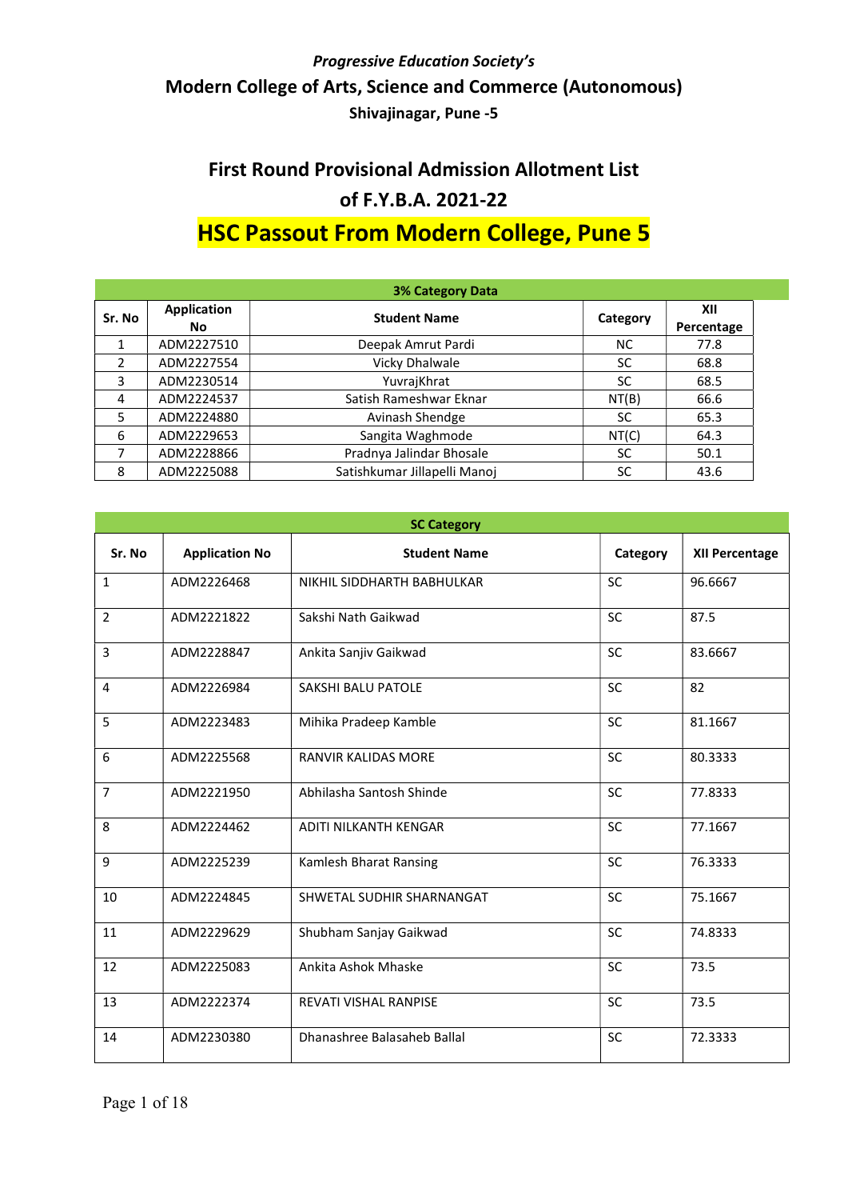*Progressive Education Society's*

# Modern College of Arts, Science and Commerce (Autonomous)

**Shivajinagar, Pune -5**

## First Round Provisional Admission Allotment List of F.Y.B.A. 2021-22

## HSC Passout From Modern College, Pune 5

**3% Category Data**

| Sr. No | Application No | Student Name | Category | XII Percentage |
|---|---|---|---|---|
| 1 | ADM2227510 | Deepak Amrut Pardi | NC | 77.8 |
| 2 | ADM2227554 | Vicky Dhalwale | SC | 68.8 |
| 3 | ADM2230514 | YuvrajKhrat | SC | 68.5 |
| 4 | ADM2224537 | Satish Rameshwar Eknar | NT(B) | 66.6 |
| 5 | ADM2224880 | Avinash Shendge | SC | 65.3 |
| 6 | ADM2229653 | Sangita Waghmode | NT(C) | 64.3 |
| 7 | ADM2228866 | Pradnya Jalindar Bhosale | SC | 50.1 |
| 8 | ADM2225088 | Satishkumar Jillapelli Manoj | SC | 43.6 |

**SC Category**

| Sr. No | Application No | Student Name | Category | XII Percentage |
|---|---|---|---|---|
| 1 | ADM2226468 | NIKHIL SIDDHARTH BABHULKAR | SC | 96.6667 |
| 2 | ADM2221822 | Sakshi Nath Gaikwad | SC | 87.5 |
| 3 | ADM2228847 | Ankita Sanjiv Gaikwad | SC | 83.6667 |
| 4 | ADM2226984 | SAKSHI BALU PATOLE | SC | 82 |
| 5 | ADM2223483 | Mihika Pradeep Kamble | SC | 81.1667 |
| 6 | ADM2225568 | RANVIR KALIDAS MORE | SC | 80.3333 |
| 7 | ADM2221950 | Abhilasha Santosh Shinde | SC | 77.8333 |
| 8 | ADM2224462 | ADITI NILKANTH KENGAR | SC | 77.1667 |
| 9 | ADM2225239 | Kamlesh Bharat Ransing | SC | 76.3333 |
| 10 | ADM2224845 | SHWETAL SUDHIR SHARNANGAT | SC | 75.1667 |
| 11 | ADM2229629 | Shubham Sanjay Gaikwad | SC | 74.8333 |
| 12 | ADM2225083 | Ankita Ashok Mhaske | SC | 73.5 |
| 13 | ADM2222374 | REVATI VISHAL RANPISE | SC | 73.5 |
| 14 | ADM2230380 | Dhanashree Balasaheb Ballal | SC | 72.3333 |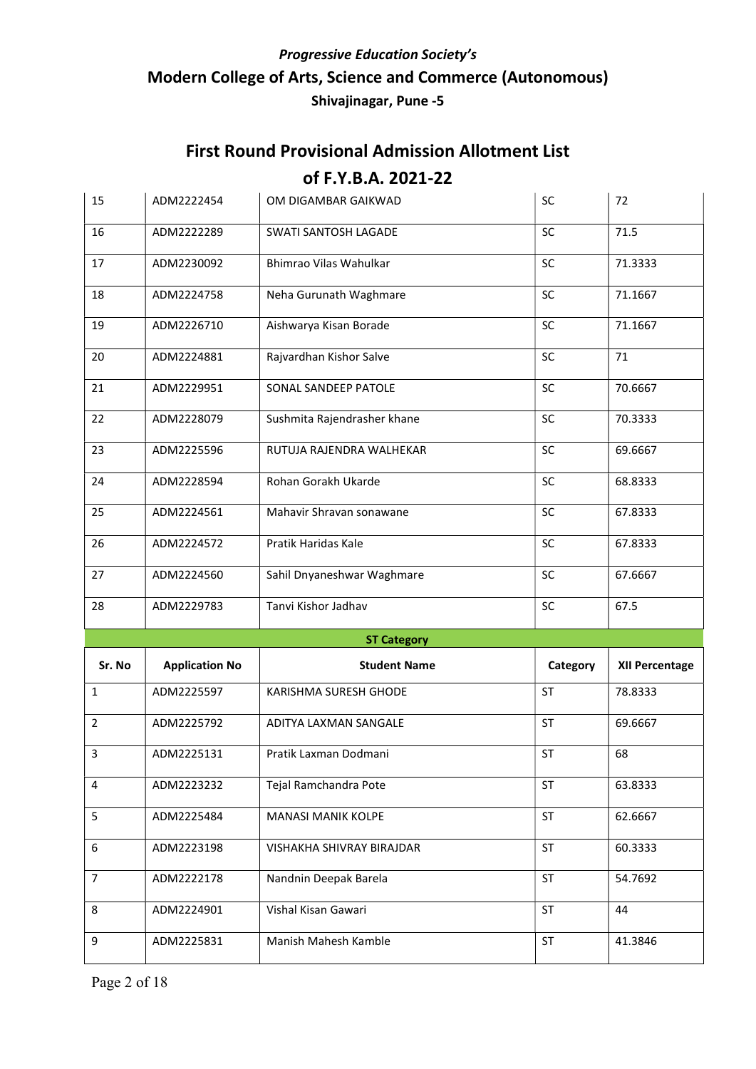*Progressive Education Society's*

**Modern College of Arts, Science and Commerce (Autonomous)**

**Shivajinagar, Pune -5**

## First Round Provisional Admission Allotment List

## of F.Y.B.A. 2021-22

| Sr. No | Application No | Student Name | Category | XII Percentage |
|---|---|---|---|---|
| 15 | ADM2222454 | OM DIGAMBAR GAIKWAD | SC | 72 |
| 16 | ADM2222289 | SWATI SANTOSH LAGADE | SC | 71.5 |
| 17 | ADM2230092 | Bhimrao Vilas Wahulkar | SC | 71.3333 |
| 18 | ADM2224758 | Neha Gurunath Waghmare | SC | 71.1667 |
| 19 | ADM2226710 | Aishwarya Kisan Borade | SC | 71.1667 |
| 20 | ADM2224881 | Rajvardhan Kishor Salve | SC | 71 |
| 21 | ADM2229951 | SONAL SANDEEP PATOLE | SC | 70.6667 |
| 22 | ADM2228079 | Sushmita Rajendrasher khane | SC | 70.3333 |
| 23 | ADM2225596 | RUTUJA RAJENDRA WALHEKAR | SC | 69.6667 |
| 24 | ADM2228594 | Rohan Gorakh Ukarde | SC | 68.8333 |
| 25 | ADM2224561 | Mahavir Shravan sonawane | SC | 67.8333 |
| 26 | ADM2224572 | Pratik Haridas Kale | SC | 67.8333 |
| 27 | ADM2224560 | Sahil Dnyaneshwar Waghmare | SC | 67.6667 |
| 28 | ADM2229783 | Tanvi Kishor Jadhav | SC | 67.5 |

**ST Category**

| Sr. No | Application No | Student Name | Category | XII Percentage |
|---|---|---|---|---|
| 1 | ADM2225597 | KARISHMA SURESH GHODE | ST | 78.8333 |
| 2 | ADM2225792 | ADITYA LAXMAN SANGALE | ST | 69.6667 |
| 3 | ADM2225131 | Pratik Laxman Dodmani | ST | 68 |
| 4 | ADM2223232 | Tejal Ramchandra Pote | ST | 63.8333 |
| 5 | ADM2225484 | MANASI MANIK KOLPE | ST | 62.6667 |
| 6 | ADM2223198 | VISHAKHA SHIVRAY BIRAJDAR | ST | 60.3333 |
| 7 | ADM2222178 | Nandnin Deepak Barela | ST | 54.7692 |
| 8 | ADM2224901 | Vishal Kisan Gawari | ST | 44 |
| 9 | ADM2225831 | Manish Mahesh Kamble | ST | 41.3846 |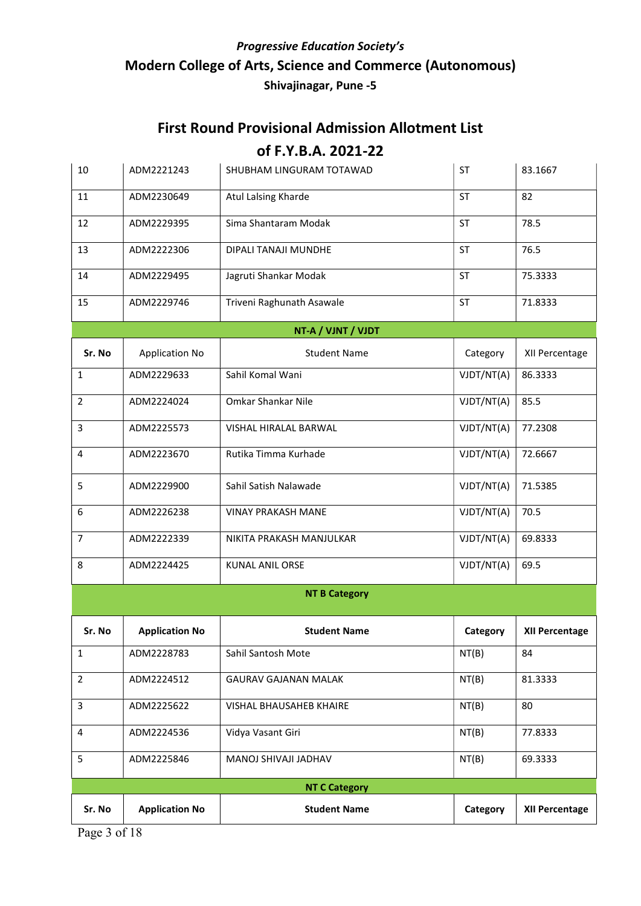*Progressive Education Society's*

## Modern College of Arts, Science and Commerce (Autonomous)

### Shivajinagar, Pune -5

## First Round Provisional Admission Allotment List

## of F.Y.B.A. 2021-22

| | | | | |
|---|---|---|---|---|
| 10 | ADM2221243 | SHUBHAM LINGURAM TOTAWAD | ST | 83.1667 |
| 11 | ADM2230649 | Atul Lalsing Kharde | ST | 82 |
| 12 | ADM2229395 | Sima Shantaram Modak | ST | 78.5 |
| 13 | ADM2222306 | DIPALI TANAJI MUNDHE | ST | 76.5 |
| 14 | ADM2229495 | Jagruti Shankar Modak | ST | 75.3333 |
| 15 | ADM2229746 | Triveni Raghunath Asawale | ST | 71.8333 |

**NT-A / VJNT / VJDT**

| Sr. No | Application No | Student Name | Category | XII Percentage |
|---|---|---|---|---|
| 1 | ADM2229633 | Sahil Komal Wani | VJDT/NT(A) | 86.3333 |
| 2 | ADM2224024 | Omkar Shankar Nile | VJDT/NT(A) | 85.5 |
| 3 | ADM2225573 | VISHAL HIRALAL BARWAL | VJDT/NT(A) | 77.2308 |
| 4 | ADM2223670 | Rutika Timma Kurhade | VJDT/NT(A) | 72.6667 |
| 5 | ADM2229900 | Sahil Satish Nalawade | VJDT/NT(A) | 71.5385 |
| 6 | ADM2226238 | VINAY PRAKASH MANE | VJDT/NT(A) | 70.5 |
| 7 | ADM2222339 | NIKITA PRAKASH MANJULKAR | VJDT/NT(A) | 69.8333 |
| 8 | ADM2224425 | KUNAL ANIL ORSE | VJDT/NT(A) | 69.5 |

**NT B Category**

| Sr. No | Application No | Student Name | Category | XII Percentage |
|---|---|---|---|---|
| 1 | ADM2228783 | Sahil Santosh Mote | NT(B) | 84 |
| 2 | ADM2224512 | GAURAV GAJANAN MALAK | NT(B) | 81.3333 |
| 3 | ADM2225622 | VISHAL BHAUSAHEB KHAIRE | NT(B) | 80 |
| 4 | ADM2224536 | Vidya Vasant Giri | NT(B) | 77.8333 |
| 5 | ADM2225846 | MANOJ SHIVAJI JADHAV | NT(B) | 69.3333 |

**NT C Category**

| Sr. No | Application No | Student Name | Category | XII Percentage |
|---|---|---|---|---|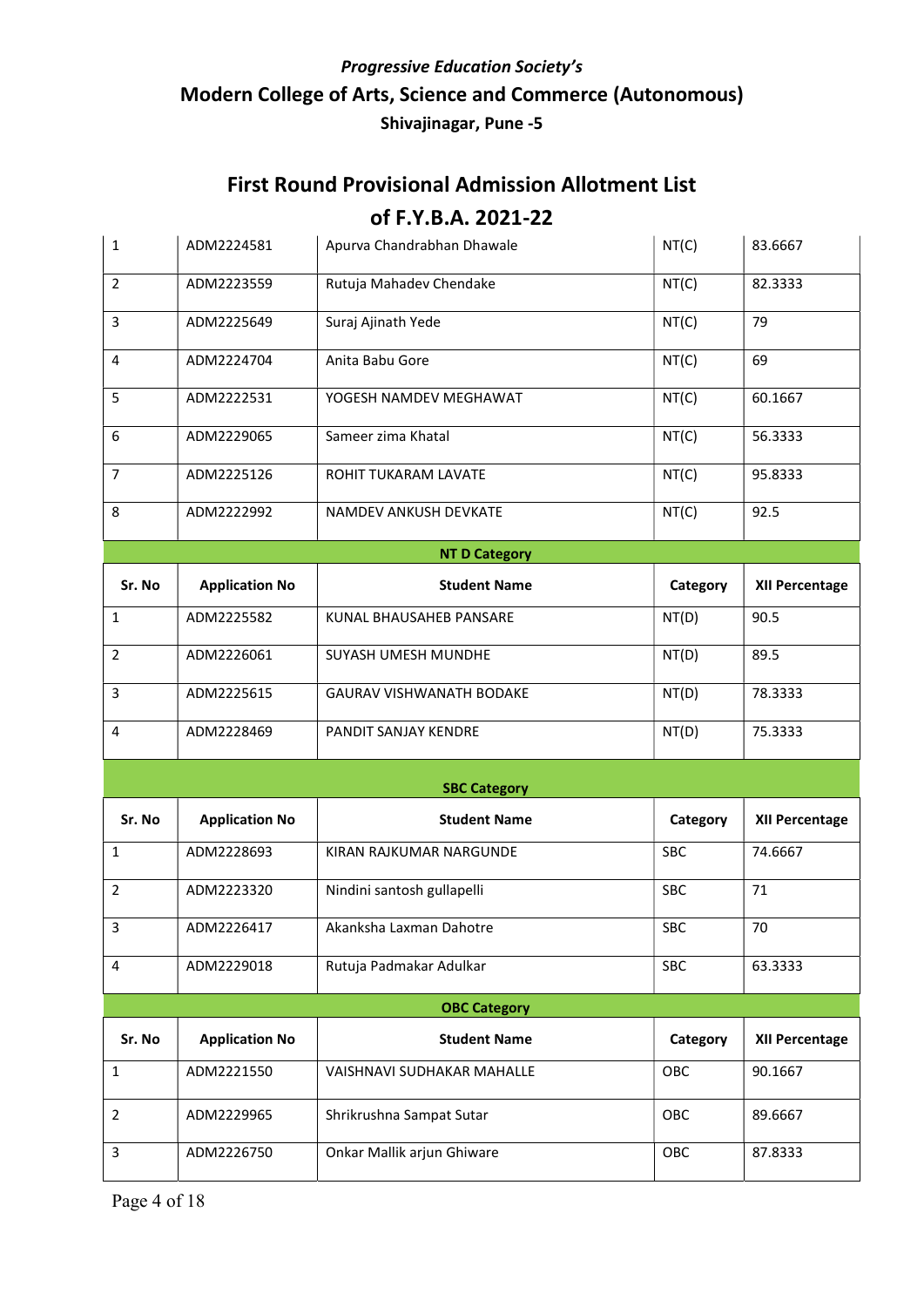*Progressive Education Society's*

## Modern College of Arts, Science and Commerce (Autonomous)

**Shivajinagar, Pune -5**

# First Round Provisional Admission Allotment List of F.Y.B.A. 2021-22

| | | | | |
|---|---|---|---|---|
| 1 | ADM2224581 | Apurva Chandrabhan Dhawale | NT(C) | 83.6667 |
| 2 | ADM2223559 | Rutuja Mahadev Chendake | NT(C) | 82.3333 |
| 3 | ADM2225649 | Suraj Ajinath Yede | NT(C) | 79 |
| 4 | ADM2224704 | Anita Babu Gore | NT(C) | 69 |
| 5 | ADM2222531 | YOGESH NAMDEV MEGHAWAT | NT(C) | 60.1667 |
| 6 | ADM2229065 | Sameer zima Khatal | NT(C) | 56.3333 |
| 7 | ADM2225126 | ROHIT TUKARAM LAVATE | NT(C) | 95.8333 |
| 8 | ADM2222992 | NAMDEV ANKUSH DEVKATE | NT(C) | 92.5 |

**NT D Category**

| Sr. No | Application No | Student Name | Category | XII Percentage |
|---|---|---|---|---|
| 1 | ADM2225582 | KUNAL BHAUSAHEB PANSARE | NT(D) | 90.5 |
| 2 | ADM2226061 | SUYASH UMESH MUNDHE | NT(D) | 89.5 |
| 3 | ADM2225615 | GAURAV VISHWANATH BODAKE | NT(D) | 78.3333 |
| 4 | ADM2228469 | PANDIT SANJAY KENDRE | NT(D) | 75.3333 |

**SBC Category**

| Sr. No | Application No | Student Name | Category | XII Percentage |
|---|---|---|---|---|
| 1 | ADM2228693 | KIRAN RAJKUMAR NARGUNDE | SBC | 74.6667 |
| 2 | ADM2223320 | Nindini santosh gullapelli | SBC | 71 |
| 3 | ADM2226417 | Akanksha Laxman Dahotre | SBC | 70 |
| 4 | ADM2229018 | Rutuja Padmakar Adulkar | SBC | 63.3333 |

**OBC Category**

| Sr. No | Application No | Student Name | Category | XII Percentage |
|---|---|---|---|---|
| 1 | ADM2221550 | VAISHNAVI SUDHAKAR MAHALLE | OBC | 90.1667 |
| 2 | ADM2229965 | Shrikrushna Sampat Sutar | OBC | 89.6667 |
| 3 | ADM2226750 | Onkar Mallik arjun Ghiware | OBC | 87.8333 |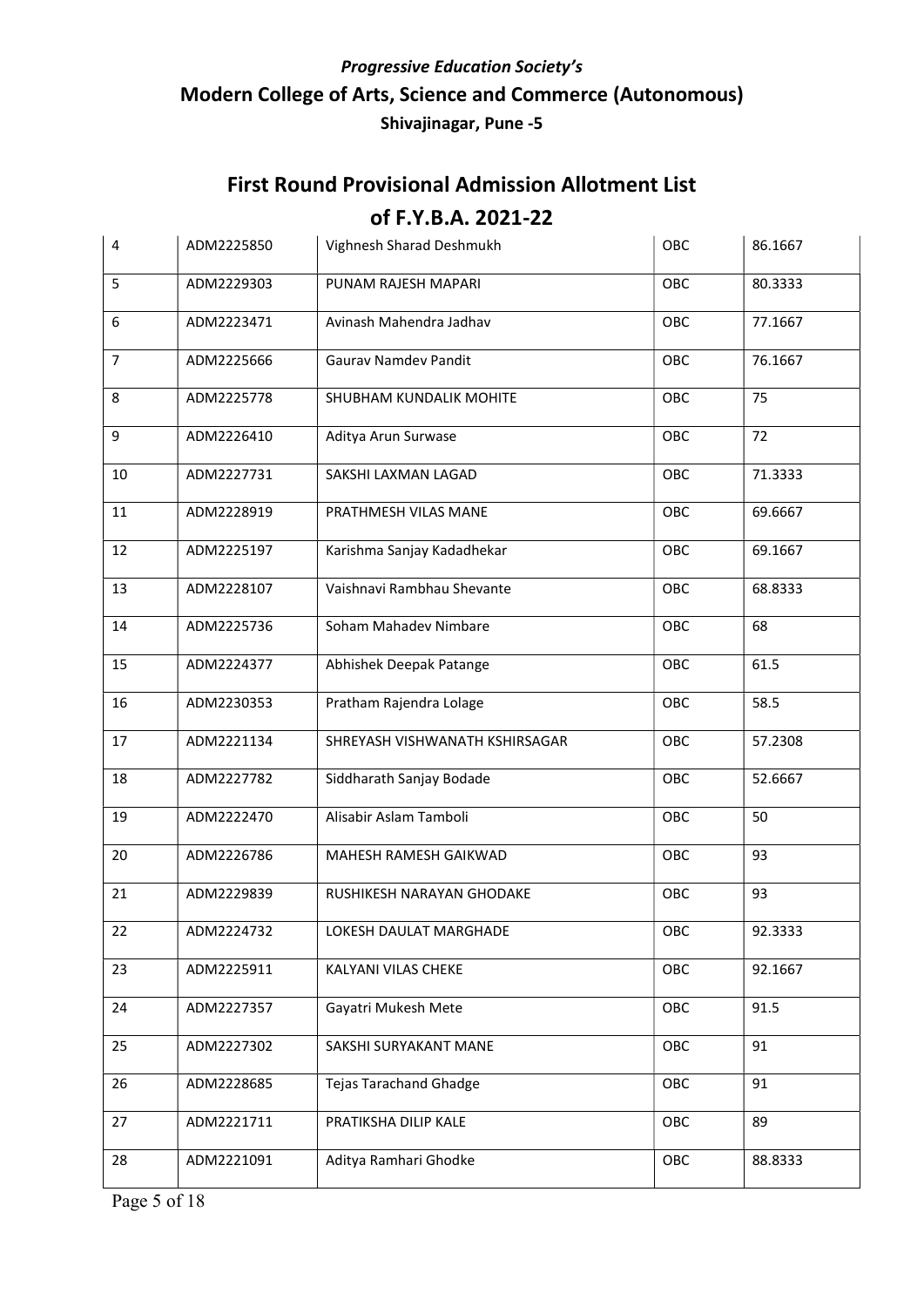*Progressive Education Society's*

**Modern College of Arts, Science and Commerce (Autonomous)**

**Shivajinagar, Pune -5**

## First Round Provisional Admission Allotment List of F.Y.B.A. 2021-22

| | | | | |
|---|---|---|---|---|
| 4 | ADM2225850 | Vighnesh Sharad Deshmukh | OBC | 86.1667 |
| 5 | ADM2229303 | PUNAM RAJESH MAPARI | OBC | 80.3333 |
| 6 | ADM2223471 | Avinash Mahendra Jadhav | OBC | 77.1667 |
| 7 | ADM2225666 | Gaurav Namdev Pandit | OBC | 76.1667 |
| 8 | ADM2225778 | SHUBHAM KUNDALIK MOHITE | OBC | 75 |
| 9 | ADM2226410 | Aditya Arun Surwase | OBC | 72 |
| 10 | ADM2227731 | SAKSHI LAXMAN LAGAD | OBC | 71.3333 |
| 11 | ADM2228919 | PRATHMESH VILAS MANE | OBC | 69.6667 |
| 12 | ADM2225197 | Karishma Sanjay Kadadhekar | OBC | 69.1667 |
| 13 | ADM2228107 | Vaishnavi Rambhau Shevante | OBC | 68.8333 |
| 14 | ADM2225736 | Soham Mahadev Nimbare | OBC | 68 |
| 15 | ADM2224377 | Abhishek Deepak Patange | OBC | 61.5 |
| 16 | ADM2230353 | Pratham Rajendra Lolage | OBC | 58.5 |
| 17 | ADM2221134 | SHREYASH VISHWANATH KSHIRSAGAR | OBC | 57.2308 |
| 18 | ADM2227782 | Siddharath Sanjay Bodade | OBC | 52.6667 |
| 19 | ADM2222470 | Alisabir Aslam Tamboli | OBC | 50 |
| 20 | ADM2226786 | MAHESH RAMESH GAIKWAD | OBC | 93 |
| 21 | ADM2229839 | RUSHIKESH NARAYAN GHODAKE | OBC | 93 |
| 22 | ADM2224732 | LOKESH DAULAT MARGHADE | OBC | 92.3333 |
| 23 | ADM2225911 | KALYANI VILAS CHEKE | OBC | 92.1667 |
| 24 | ADM2227357 | Gayatri Mukesh Mete | OBC | 91.5 |
| 25 | ADM2227302 | SAKSHI SURYAKANT MANE | OBC | 91 |
| 26 | ADM2228685 | Tejas Tarachand Ghadge | OBC | 91 |
| 27 | ADM2221711 | PRATIKSHA DILIP KALE | OBC | 89 |
| 28 | ADM2221091 | Aditya Ramhari Ghodke | OBC | 88.8333 |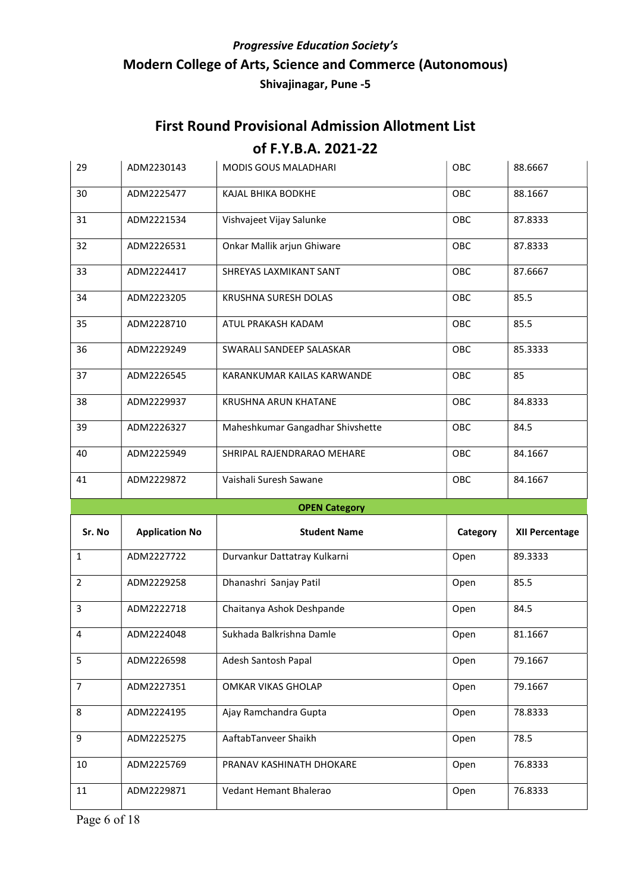*Progressive Education Society's*

**Modern College of Arts, Science and Commerce (Autonomous)**

**Shivajinagar, Pune -5**

## First Round Provisional Admission Allotment List of F.Y.B.A. 2021-22

| | | | | |
|---|---|---|---|---|
| 29 | ADM2230143 | MODIS GOUS MALADHARI | OBC | 88.6667 |
| 30 | ADM2225477 | KAJAL BHIKA BODKHE | OBC | 88.1667 |
| 31 | ADM2221534 | Vishvajeet Vijay Salunke | OBC | 87.8333 |
| 32 | ADM2226531 | Onkar Mallik arjun Ghiware | OBC | 87.8333 |
| 33 | ADM2224417 | SHREYAS LAXMIKANT SANT | OBC | 87.6667 |
| 34 | ADM2223205 | KRUSHNA SURESH DOLAS | OBC | 85.5 |
| 35 | ADM2228710 | ATUL PRAKASH KADAM | OBC | 85.5 |
| 36 | ADM2229249 | SWARALI SANDEEP SALASKAR | OBC | 85.3333 |
| 37 | ADM2226545 | KARANKUMAR KAILAS KARWANDE | OBC | 85 |
| 38 | ADM2229937 | KRUSHNA ARUN KHATANE | OBC | 84.8333 |
| 39 | ADM2226327 | Maheshkumar Gangadhar Shivshette | OBC | 84.5 |
| 40 | ADM2225949 | SHRIPAL RAJENDRARAO MEHARE | OBC | 84.1667 |
| 41 | ADM2229872 | Vaishali Suresh Sawane | OBC | 84.1667 |

**OPEN Category**

| Sr. No | Application No | Student Name | Category | XII Percentage |
|---|---|---|---|---|
| 1 | ADM2227722 | Durvankur Dattatray Kulkarni | Open | 89.3333 |
| 2 | ADM2229258 | Dhanashri Sanjay Patil | Open | 85.5 |
| 3 | ADM2222718 | Chaitanya Ashok Deshpande | Open | 84.5 |
| 4 | ADM2224048 | Sukhada Balkrishna Damle | Open | 81.1667 |
| 5 | ADM2226598 | Adesh Santosh Papal | Open | 79.1667 |
| 7 | ADM2227351 | OMKAR VIKAS GHOLAP | Open | 79.1667 |
| 8 | ADM2224195 | Ajay Ramchandra Gupta | Open | 78.8333 |
| 9 | ADM2225275 | AaftabTanveer Shaikh | Open | 78.5 |
| 10 | ADM2225769 | PRANAV KASHINATH DHOKARE | Open | 76.8333 |
| 11 | ADM2229871 | Vedant Hemant Bhalerao | Open | 76.8333 |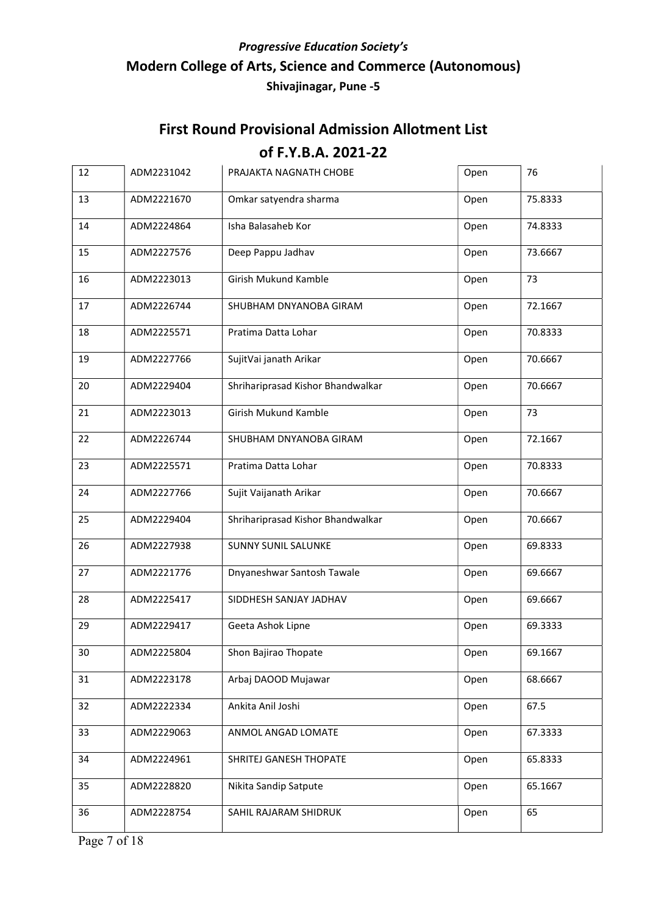*Progressive Education Society's*

## Modern College of Arts, Science and Commerce (Autonomous)

**Shivajinagar, Pune -5**

# First Round Provisional Admission Allotment List of F.Y.B.A. 2021-22

| 12 | ADM2231042 | PRAJAKTA NAGNATH CHOBE | Open | 76 |
|---|---|---|---|---|
| 13 | ADM2221670 | Omkar satyendra sharma | Open | 75.8333 |
| 14 | ADM2224864 | Isha Balasaheb Kor | Open | 74.8333 |
| 15 | ADM2227576 | Deep Pappu Jadhav | Open | 73.6667 |
| 16 | ADM2223013 | Girish Mukund Kamble | Open | 73 |
| 17 | ADM2226744 | SHUBHAM DNYANOBA GIRAM | Open | 72.1667 |
| 18 | ADM2225571 | Pratima Datta Lohar | Open | 70.8333 |
| 19 | ADM2227766 | SujitVai janath Arikar | Open | 70.6667 |
| 20 | ADM2229404 | Shrihariprasad Kishor Bhandwalkar | Open | 70.6667 |
| 21 | ADM2223013 | Girish Mukund Kamble | Open | 73 |
| 22 | ADM2226744 | SHUBHAM DNYANOBA GIRAM | Open | 72.1667 |
| 23 | ADM2225571 | Pratima Datta Lohar | Open | 70.8333 |
| 24 | ADM2227766 | Sujit Vaijanath Arikar | Open | 70.6667 |
| 25 | ADM2229404 | Shrihariprasad Kishor Bhandwalkar | Open | 70.6667 |
| 26 | ADM2227938 | SUNNY SUNIL SALUNKE | Open | 69.8333 |
| 27 | ADM2221776 | Dnyaneshwar Santosh Tawale | Open | 69.6667 |
| 28 | ADM2225417 | SIDDHESH SANJAY JADHAV | Open | 69.6667 |
| 29 | ADM2229417 | Geeta Ashok Lipne | Open | 69.3333 |
| 30 | ADM2225804 | Shon Bajirao Thopate | Open | 69.1667 |
| 31 | ADM2223178 | Arbaj DAOOD Mujawar | Open | 68.6667 |
| 32 | ADM2222334 | Ankita Anil Joshi | Open | 67.5 |
| 33 | ADM2229063 | ANMOL ANGAD LOMATE | Open | 67.3333 |
| 34 | ADM2224961 | SHRITEJ GANESH THOPATE | Open | 65.8333 |
| 35 | ADM2228820 | Nikita Sandip Satpute | Open | 65.1667 |
| 36 | ADM2228754 | SAHIL RAJARAM SHIDRUK | Open | 65 |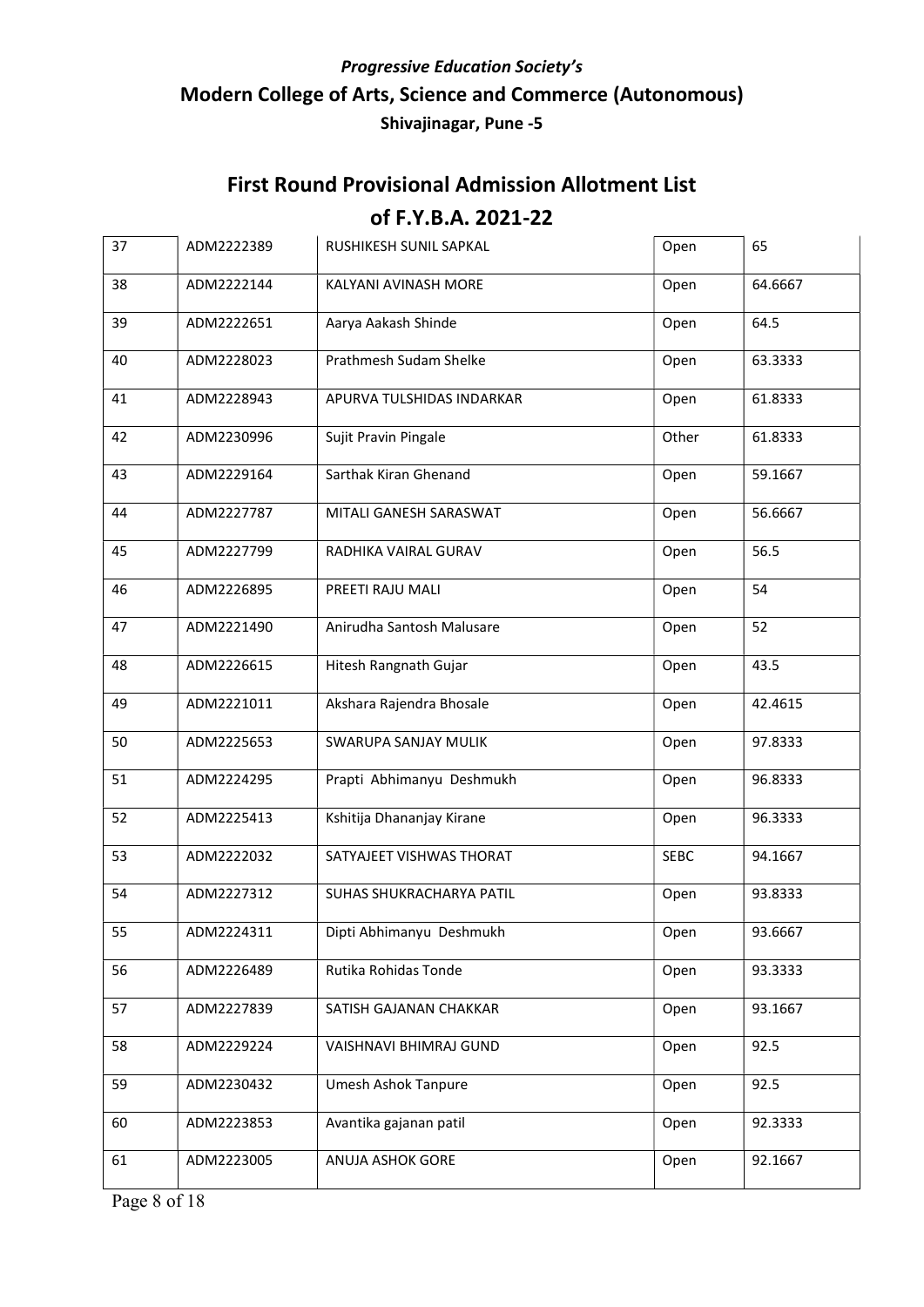*Progressive Education Society's*

**Modern College of Arts, Science and Commerce (Autonomous)**

**Shivajinagar, Pune -5**

## First Round Provisional Admission Allotment List of F.Y.B.A. 2021-22

| | | | | |
|---|---|---|---|---|
| 37 | ADM2222389 | RUSHIKESH SUNIL SAPKAL | Open | 65 |
| 38 | ADM2222144 | KALYANI AVINASH MORE | Open | 64.6667 |
| 39 | ADM2222651 | Aarya Aakash Shinde | Open | 64.5 |
| 40 | ADM2228023 | Prathmesh Sudam Shelke | Open | 63.3333 |
| 41 | ADM2228943 | APURVA TULSHIDAS INDARKAR | Open | 61.8333 |
| 42 | ADM2230996 | Sujit Pravin Pingale | Other | 61.8333 |
| 43 | ADM2229164 | Sarthak Kiran Ghenand | Open | 59.1667 |
| 44 | ADM2227787 | MITALI GANESH SARASWAT | Open | 56.6667 |
| 45 | ADM2227799 | RADHIKA VAIRAL GURAV | Open | 56.5 |
| 46 | ADM2226895 | PREETI RAJU MALI | Open | 54 |
| 47 | ADM2221490 | Anirudha Santosh Malusare | Open | 52 |
| 48 | ADM2226615 | Hitesh Rangnath Gujar | Open | 43.5 |
| 49 | ADM2221011 | Akshara Rajendra Bhosale | Open | 42.4615 |
| 50 | ADM2225653 | SWARUPA SANJAY MULIK | Open | 97.8333 |
| 51 | ADM2224295 | Prapti Abhimanyu Deshmukh | Open | 96.8333 |
| 52 | ADM2225413 | Kshitija Dhananjay Kirane | Open | 96.3333 |
| 53 | ADM2222032 | SATYAJEET VISHWAS THORAT | SEBC | 94.1667 |
| 54 | ADM2227312 | SUHAS SHUKRACHARYA PATIL | Open | 93.8333 |
| 55 | ADM2224311 | Dipti Abhimanyu Deshmukh | Open | 93.6667 |
| 56 | ADM2226489 | Rutika Rohidas Tonde | Open | 93.3333 |
| 57 | ADM2227839 | SATISH GAJANAN CHAKKAR | Open | 93.1667 |
| 58 | ADM2229224 | VAISHNAVI BHIMRAJ GUND | Open | 92.5 |
| 59 | ADM2230432 | Umesh Ashok Tanpure | Open | 92.5 |
| 60 | ADM2223853 | Avantika gajanan patil | Open | 92.3333 |
| 61 | ADM2223005 | ANUJA ASHOK GORE | Open | 92.1667 |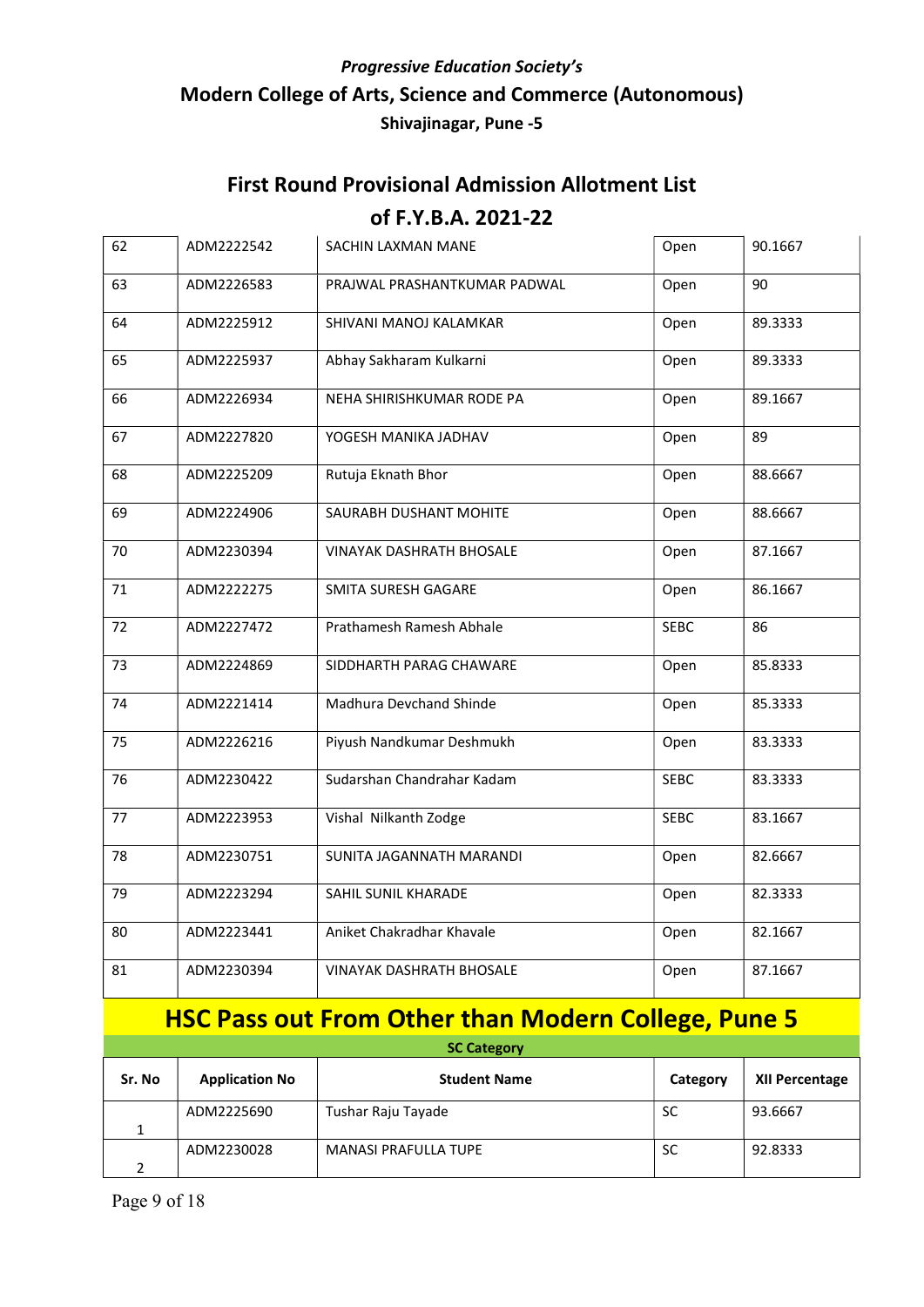*Progressive Education Society's*

**Modern College of Arts, Science and Commerce (Autonomous)**

**Shivajinagar, Pune -5**

## First Round Provisional Admission Allotment List of F.Y.B.A. 2021-22

| | | | | |
|---|---|---|---|---|
| 62 | ADM2222542 | SACHIN LAXMAN MANE | Open | 90.1667 |
| 63 | ADM2226583 | PRAJWAL PRASHANTKUMAR PADWAL | Open | 90 |
| 64 | ADM2225912 | SHIVANI MANOJ KALAMKAR | Open | 89.3333 |
| 65 | ADM2225937 | Abhay Sakharam Kulkarni | Open | 89.3333 |
| 66 | ADM2226934 | NEHA SHIRISHKUMAR RODE PA | Open | 89.1667 |
| 67 | ADM2227820 | YOGESH MANIKA JADHAV | Open | 89 |
| 68 | ADM2225209 | Rutuja Eknath Bhor | Open | 88.6667 |
| 69 | ADM2224906 | SAURABH DUSHANT MOHITE | Open | 88.6667 |
| 70 | ADM2230394 | VINAYAK DASHRATH BHOSALE | Open | 87.1667 |
| 71 | ADM2222275 | SMITA SURESH GAGARE | Open | 86.1667 |
| 72 | ADM2227472 | Prathamesh Ramesh Abhale | SEBC | 86 |
| 73 | ADM2224869 | SIDDHARTH PARAG CHAWARE | Open | 85.8333 |
| 74 | ADM2221414 | Madhura Devchand Shinde | Open | 85.3333 |
| 75 | ADM2226216 | Piyush Nandkumar Deshmukh | Open | 83.3333 |
| 76 | ADM2230422 | Sudarshan Chandrahar Kadam | SEBC | 83.3333 |
| 77 | ADM2223953 | Vishal Nilkanth Zodge | SEBC | 83.1667 |
| 78 | ADM2230751 | SUNITA JAGANNATH MARANDI | Open | 82.6667 |
| 79 | ADM2223294 | SAHIL SUNIL KHARADE | Open | 82.3333 |
| 80 | ADM2223441 | Aniket Chakradhar Khavale | Open | 82.1667 |
| 81 | ADM2230394 | VINAYAK DASHRATH BHOSALE | Open | 87.1667 |

## HSC Pass out From Other than Modern College, Pune 5

**SC Category**

| Sr. No | Application No | Student Name | Category | XII Percentage |
|---|---|---|---|---|
| 1 | ADM2225690 | Tushar Raju Tayade | SC | 93.6667 |
| 2 | ADM2230028 | MANASI PRAFULLA TUPE | SC | 92.8333 |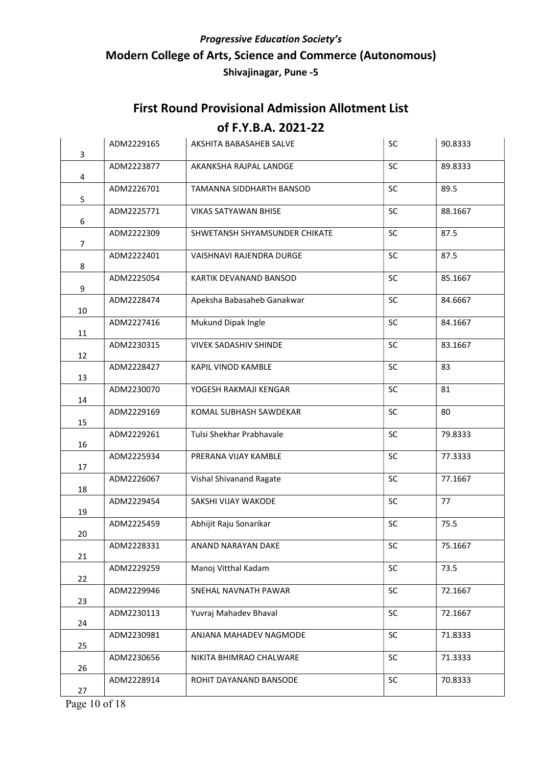*Progressive Education Society's*

**Modern College of Arts, Science and Commerce (Autonomous)**

**Shivajinagar, Pune -5**

## First Round Provisional Admission Allotment List of F.Y.B.A. 2021-22

| | | | | |
|---|---|---|---|---|
| 3 | ADM2229165 | AKSHITA BABASAHEB SALVE | SC | 90.8333 |
| 4 | ADM2223877 | AKANKSHA RAJPAL LANDGE | SC | 89.8333 |
| 5 | ADM2226701 | TAMANNA SIDDHARTH BANSOD | SC | 89.5 |
| 6 | ADM2225771 | VIKAS SATYAWAN BHISE | SC | 88.1667 |
| 7 | ADM2222309 | SHWETANSH SHYAMSUNDER CHIKATE | SC | 87.5 |
| 8 | ADM2222401 | VAISHNAVI RAJENDRA DURGE | SC | 87.5 |
| 9 | ADM2225054 | KARTIK DEVANAND BANSOD | SC | 85.1667 |
| 10 | ADM2228474 | Apeksha Babasaheb Ganakwar | SC | 84.6667 |
| 11 | ADM2227416 | Mukund Dipak Ingle | SC | 84.1667 |
| 12 | ADM2230315 | VIVEK SADASHIV SHINDE | SC | 83.1667 |
| 13 | ADM2228427 | KAPIL VINOD KAMBLE | SC | 83 |
| 14 | ADM2230070 | YOGESH RAKMAJI KENGAR | SC | 81 |
| 15 | ADM2229169 | KOMAL SUBHASH SAWDEKAR | SC | 80 |
| 16 | ADM2229261 | Tulsi Shekhar Prabhavale | SC | 79.8333 |
| 17 | ADM2225934 | PRERANA VIJAY KAMBLE | SC | 77.3333 |
| 18 | ADM2226067 | Vishal Shivanand Ragate | SC | 77.1667 |
| 19 | ADM2229454 | SAKSHI VIJAY WAKODE | SC | 77 |
| 20 | ADM2225459 | Abhijit Raju Sonarikar | SC | 75.5 |
| 21 | ADM2228331 | ANAND NARAYAN DAKE | SC | 75.1667 |
| 22 | ADM2229259 | Manoj Vitthal Kadam | SC | 73.5 |
| 23 | ADM2229946 | SNEHAL NAVNATH PAWAR | SC | 72.1667 |
| 24 | ADM2230113 | Yuvraj Mahadev Bhaval | SC | 72.1667 |
| 25 | ADM2230981 | ANJANA MAHADEV NAGMODE | SC | 71.8333 |
| 26 | ADM2230656 | NIKITA BHIMRAO CHALWARE | SC | 71.3333 |
| 27 | ADM2228914 | ROHIT DAYANAND BANSODE | SC | 70.8333 |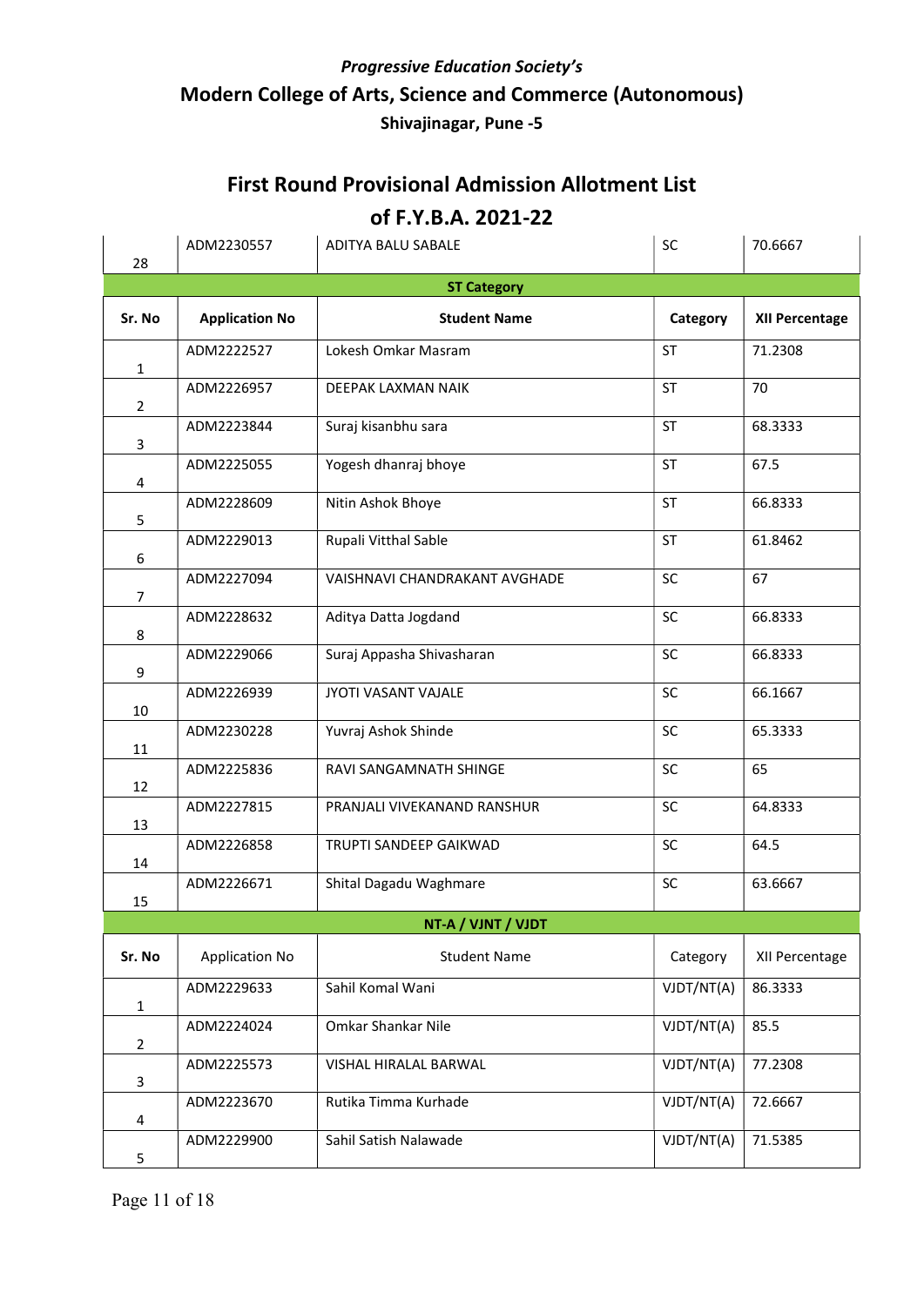*Progressive Education Society's*

## Modern College of Arts, Science and Commerce (Autonomous)

### Shivajinagar, Pune -5

## First Round Provisional Admission Allotment List of F.Y.B.A. 2021-22

| | | | | |
|---|---|---|---|---|
| 28 | ADM2230557 | ADITYA BALU SABALE | SC | 70.6667 |

**ST Category**

| Sr. No | Application No | Student Name | Category | XII Percentage |
|---|---|---|---|---|
| 1 | ADM2222527 | Lokesh Omkar Masram | ST | 71.2308 |
| 2 | ADM2226957 | DEEPAK LAXMAN NAIK | ST | 70 |
| 3 | ADM2223844 | Suraj kisanbhu sara | ST | 68.3333 |
| 4 | ADM2225055 | Yogesh dhanraj bhoye | ST | 67.5 |
| 5 | ADM2228609 | Nitin Ashok Bhoye | ST | 66.8333 |
| 6 | ADM2229013 | Rupali Vitthal Sable | ST | 61.8462 |
| 7 | ADM2227094 | VAISHNAVI CHANDRAKANT AVGHADE | SC | 67 |
| 8 | ADM2228632 | Aditya Datta Jogdand | SC | 66.8333 |
| 9 | ADM2229066 | Suraj Appasha Shivasharan | SC | 66.8333 |
| 10 | ADM2226939 | JYOTI VASANT VAJALE | SC | 66.1667 |
| 11 | ADM2230228 | Yuvraj Ashok Shinde | SC | 65.3333 |
| 12 | ADM2225836 | RAVI SANGAMNATH SHINGE | SC | 65 |
| 13 | ADM2227815 | PRANJALI VIVEKANAND RANSHUR | SC | 64.8333 |
| 14 | ADM2226858 | TRUPTI SANDEEP GAIKWAD | SC | 64.5 |
| 15 | ADM2226671 | Shital Dagadu Waghmare | SC | 63.6667 |

**NT-A / VJNT / VJDT**

| Sr. No | Application No | Student Name | Category | XII Percentage |
|---|---|---|---|---|
| 1 | ADM2229633 | Sahil Komal Wani | VJDT/NT(A) | 86.3333 |
| 2 | ADM2224024 | Omkar Shankar Nile | VJDT/NT(A) | 85.5 |
| 3 | ADM2225573 | VISHAL HIRALAL BARWAL | VJDT/NT(A) | 77.2308 |
| 4 | ADM2223670 | Rutika Timma Kurhade | VJDT/NT(A) | 72.6667 |
| 5 | ADM2229900 | Sahil Satish Nalawade | VJDT/NT(A) | 71.5385 |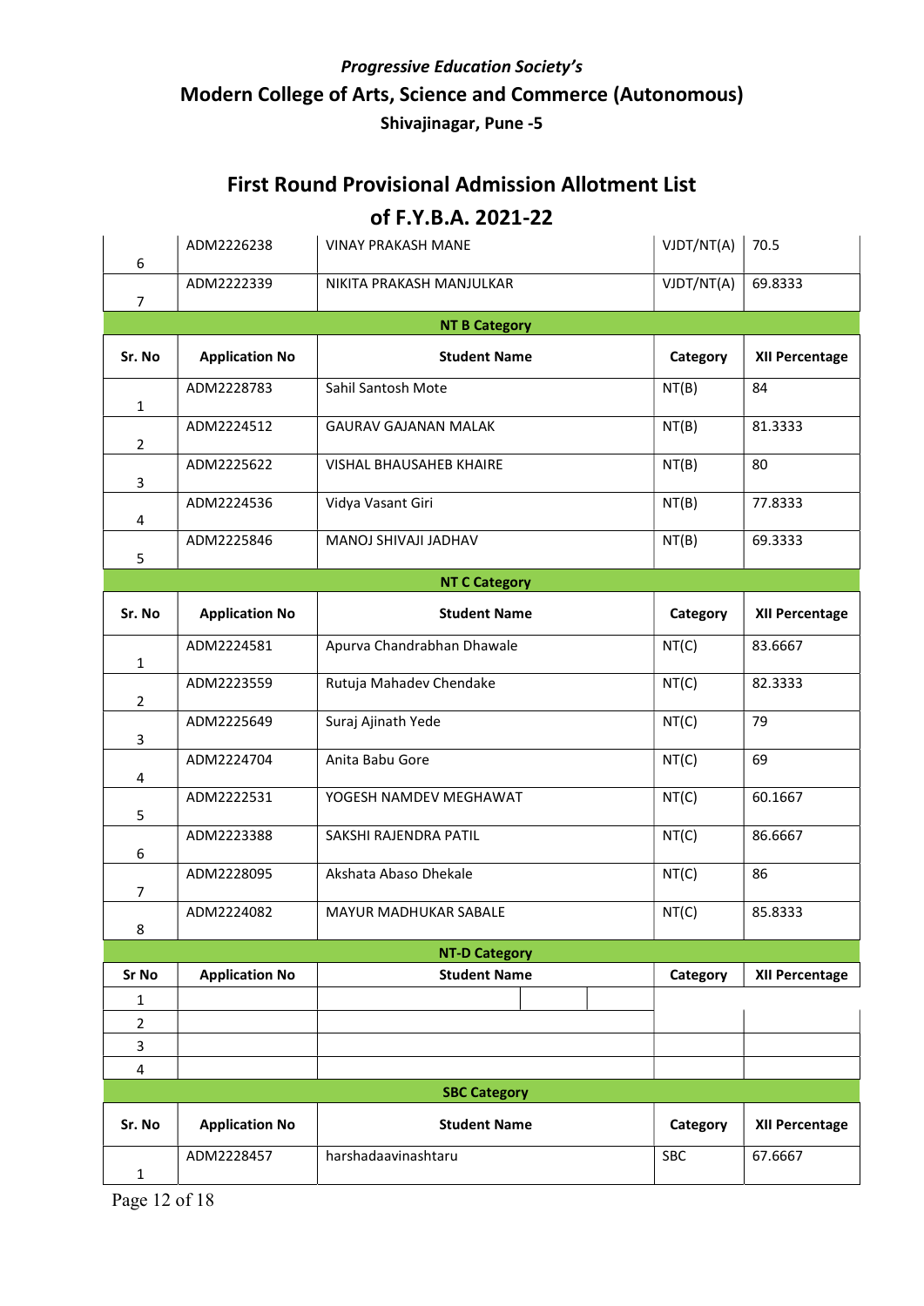*Progressive Education Society's*

**Modern College of Arts, Science and Commerce (Autonomous)**

**Shivajinagar, Pune -5**

## First Round Provisional Admission Allotment List

## of F.Y.B.A. 2021-22

| | | | | |
|---|---|---|---|---|
| 6 | ADM2226238 | VINAY PRAKASH MANE | VJDT/NT(A) | 70.5 |
| 7 | ADM2222339 | NIKITA PRAKASH MANJULKAR | VJDT/NT(A) | 69.8333 |

**NT B Category**

| Sr. No | Application No | Student Name | Category | XII Percentage |
|---|---|---|---|---|
| 1 | ADM2228783 | Sahil Santosh Mote | NT(B) | 84 |
| 2 | ADM2224512 | GAURAV GAJANAN MALAK | NT(B) | 81.3333 |
| 3 | ADM2225622 | VISHAL BHAUSAHEB KHAIRE | NT(B) | 80 |
| 4 | ADM2224536 | Vidya Vasant Giri | NT(B) | 77.8333 |
| 5 | ADM2225846 | MANOJ SHIVAJI JADHAV | NT(B) | 69.3333 |

**NT C Category**

| Sr. No | Application No | Student Name | Category | XII Percentage |
|---|---|---|---|---|
| 1 | ADM2224581 | Apurva Chandrabhan Dhawale | NT(C) | 83.6667 |
| 2 | ADM2223559 | Rutuja Mahadev Chendake | NT(C) | 82.3333 |
| 3 | ADM2225649 | Suraj Ajinath Yede | NT(C) | 79 |
| 4 | ADM2224704 | Anita Babu Gore | NT(C) | 69 |
| 5 | ADM2222531 | YOGESH NAMDEV MEGHAWAT | NT(C) | 60.1667 |
| 6 | ADM2223388 | SAKSHI RAJENDRA PATIL | NT(C) | 86.6667 |
| 7 | ADM2228095 | Akshata Abaso Dhekale | NT(C) | 86 |
| 8 | ADM2224082 | MAYUR MADHUKAR SABALE | NT(C) | 85.8333 |

**NT-D Category**

| Sr No | Application No | Student Name | Category | XII Percentage |
|---|---|---|---|---|
| 1 | | | | |
| 2 | | | | |
| 3 | | | | |
| 4 | | | | |

**SBC Category**

| Sr. No | Application No | Student Name | Category | XII Percentage |
|---|---|---|---|---|
| 1 | ADM2228457 | harshadaavinashtaru | SBC | 67.6667 |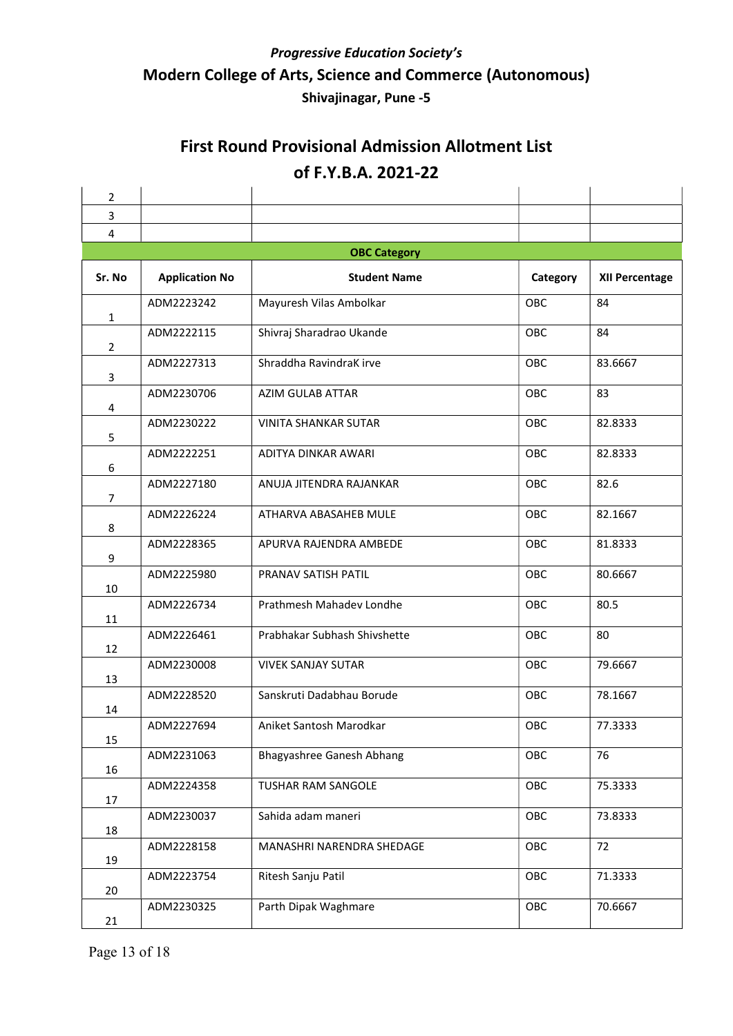*Progressive Education Society's*

## Modern College of Arts, Science and Commerce (Autonomous)

**Shivajinagar, Pune -5**

# First Round Provisional Admission Allotment List of F.Y.B.A. 2021-22

| | | | | |
|---|---|---|---|---|
| 2 | | | | |
| 3 | | | | |
| 4 | | | | |

**OBC Category**

| Sr. No | Application No | Student Name | Category | XII Percentage |
|---|---|---|---|---|
| 1 | ADM2223242 | Mayuresh Vilas Ambolkar | OBC | 84 |
| 2 | ADM2222115 | Shivraj Sharadrao Ukande | OBC | 84 |
| 3 | ADM2227313 | Shraddha RavindraK irve | OBC | 83.6667 |
| 4 | ADM2230706 | AZIM GULAB ATTAR | OBC | 83 |
| 5 | ADM2230222 | VINITA SHANKAR SUTAR | OBC | 82.8333 |
| 6 | ADM2222251 | ADITYA DINKAR AWARI | OBC | 82.8333 |
| 7 | ADM2227180 | ANUJA JITENDRA RAJANKAR | OBC | 82.6 |
| 8 | ADM2226224 | ATHARVA ABASAHEB MULE | OBC | 82.1667 |
| 9 | ADM2228365 | APURVA RAJENDRA AMBEDE | OBC | 81.8333 |
| 10 | ADM2225980 | PRANAV SATISH PATIL | OBC | 80.6667 |
| 11 | ADM2226734 | Prathmesh Mahadev Londhe | OBC | 80.5 |
| 12 | ADM2226461 | Prabhakar Subhash Shivshette | OBC | 80 |
| 13 | ADM2230008 | VIVEK SANJAY SUTAR | OBC | 79.6667 |
| 14 | ADM2228520 | Sanskruti Dadabhau Borude | OBC | 78.1667 |
| 15 | ADM2227694 | Aniket Santosh Marodkar | OBC | 77.3333 |
| 16 | ADM2231063 | Bhagyashree Ganesh Abhang | OBC | 76 |
| 17 | ADM2224358 | TUSHAR RAM SANGOLE | OBC | 75.3333 |
| 18 | ADM2230037 | Sahida adam maneri | OBC | 73.8333 |
| 19 | ADM2228158 | MANASHRI NARENDRA SHEDAGE | OBC | 72 |
| 20 | ADM2223754 | Ritesh Sanju Patil | OBC | 71.3333 |
| 21 | ADM2230325 | Parth Dipak Waghmare | OBC | 70.6667 |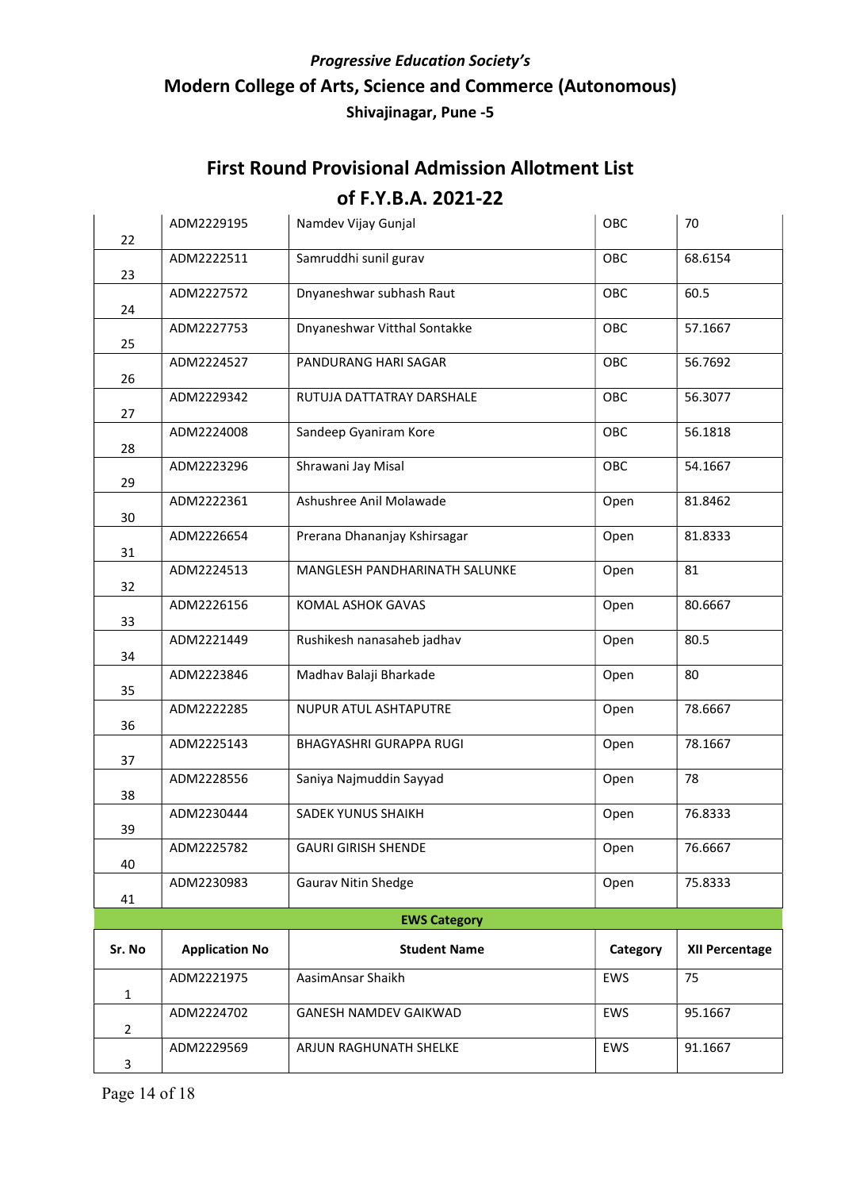*Progressive Education Society's*

## Modern College of Arts, Science and Commerce (Autonomous)

**Shivajinagar, Pune -5**

# First Round Provisional Admission Allotment List of F.Y.B.A. 2021-22

| | | | | |
|---|---|---|---|---|
| 22 | ADM2229195 | Namdev Vijay Gunjal | OBC | 70 |
| 23 | ADM2222511 | Samruddhi sunil gurav | OBC | 68.6154 |
| 24 | ADM2227572 | Dnyaneshwar subhash Raut | OBC | 60.5 |
| 25 | ADM2227753 | Dnyaneshwar Vitthal Sontakke | OBC | 57.1667 |
| 26 | ADM2224527 | PANDURANG HARI SAGAR | OBC | 56.7692 |
| 27 | ADM2229342 | RUTUJA DATTATRAY DARSHALE | OBC | 56.3077 |
| 28 | ADM2224008 | Sandeep Gyaniram Kore | OBC | 56.1818 |
| 29 | ADM2223296 | Shrawani Jay Misal | OBC | 54.1667 |
| 30 | ADM2222361 | Ashushree Anil Molawade | Open | 81.8462 |
| 31 | ADM2226654 | Prerana Dhananjay Kshirsagar | Open | 81.8333 |
| 32 | ADM2224513 | MANGLESH PANDHARINATH SALUNKE | Open | 81 |
| 33 | ADM2226156 | KOMAL ASHOK GAVAS | Open | 80.6667 |
| 34 | ADM2221449 | Rushikesh nanasaheb jadhav | Open | 80.5 |
| 35 | ADM2223846 | Madhav Balaji Bharkade | Open | 80 |
| 36 | ADM2222285 | NUPUR ATUL ASHTAPUTRE | Open | 78.6667 |
| 37 | ADM2225143 | BHAGYASHRI GURAPPA RUGI | Open | 78.1667 |
| 38 | ADM2228556 | Saniya Najmuddin Sayyad | Open | 78 |
| 39 | ADM2230444 | SADEK YUNUS SHAIKH | Open | 76.8333 |
| 40 | ADM2225782 | GAURI GIRISH SHENDE | Open | 76.6667 |
| 41 | ADM2230983 | Gaurav Nitin Shedge | Open | 75.8333 |

**EWS Category**

| Sr. No | Application No | Student Name | Category | XII Percentage |
|---|---|---|---|---|
| 1 | ADM2221975 | AasimAnsar Shaikh | EWS | 75 |
| 2 | ADM2224702 | GANESH NAMDEV GAIKWAD | EWS | 95.1667 |
| 3 | ADM2229569 | ARJUN RAGHUNATH SHELKE | EWS | 91.1667 |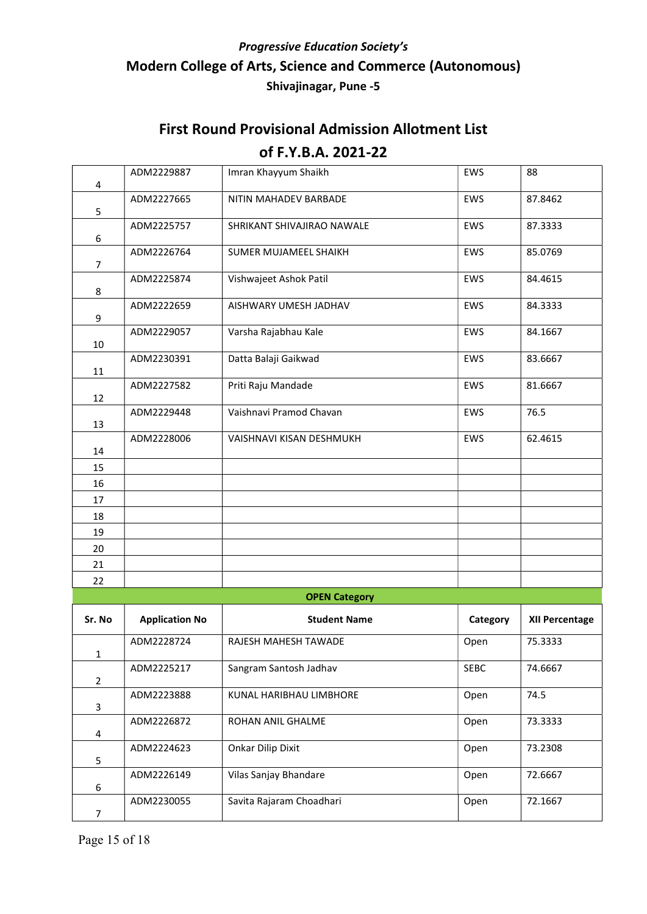*Progressive Education Society's*

## Modern College of Arts, Science and Commerce (Autonomous)

**Shivajinagar, Pune -5**

# First Round Provisional Admission Allotment List of F.Y.B.A. 2021-22

| | | | | |
|---|---|---|---|---|
| 4 | ADM2229887 | Imran Khayyum Shaikh | EWS | 88 |
| 5 | ADM2227665 | NITIN MAHADEV BARBADE | EWS | 87.8462 |
| 6 | ADM2225757 | SHRIKANT SHIVAJIRAO NAWALE | EWS | 87.3333 |
| 7 | ADM2226764 | SUMER MUJAMEEL SHAIKH | EWS | 85.0769 |
| 8 | ADM2225874 | Vishwajeet Ashok Patil | EWS | 84.4615 |
| 9 | ADM2222659 | AISHWARY UMESH JADHAV | EWS | 84.3333 |
| 10 | ADM2229057 | Varsha Rajabhau Kale | EWS | 84.1667 |
| 11 | ADM2230391 | Datta Balaji Gaikwad | EWS | 83.6667 |
| 12 | ADM2227582 | Priti Raju Mandade | EWS | 81.6667 |
| 13 | ADM2229448 | Vaishnavi Pramod Chavan | EWS | 76.5 |
| 14 | ADM2228006 | VAISHNAVI KISAN DESHMUKH | EWS | 62.4615 |
| 15 | | | | |
| 16 | | | | |
| 17 | | | | |
| 18 | | | | |
| 19 | | | | |
| 20 | | | | |
| 21 | | | | |
| 22 | | | | |

**OPEN Category**

| Sr. No | Application No | Student Name | Category | XII Percentage |
|---|---|---|---|---|
| 1 | ADM2228724 | RAJESH MAHESH TAWADE | Open | 75.3333 |
| 2 | ADM2225217 | Sangram Santosh Jadhav | SEBC | 74.6667 |
| 3 | ADM2223888 | KUNAL HARIBHAU LIMBHORE | Open | 74.5 |
| 4 | ADM2226872 | ROHAN ANIL GHALME | Open | 73.3333 |
| 5 | ADM2224623 | Onkar Dilip Dixit | Open | 73.2308 |
| 6 | ADM2226149 | Vilas Sanjay Bhandare | Open | 72.6667 |
| 7 | ADM2230055 | Savita Rajaram Choadhari | Open | 72.1667 |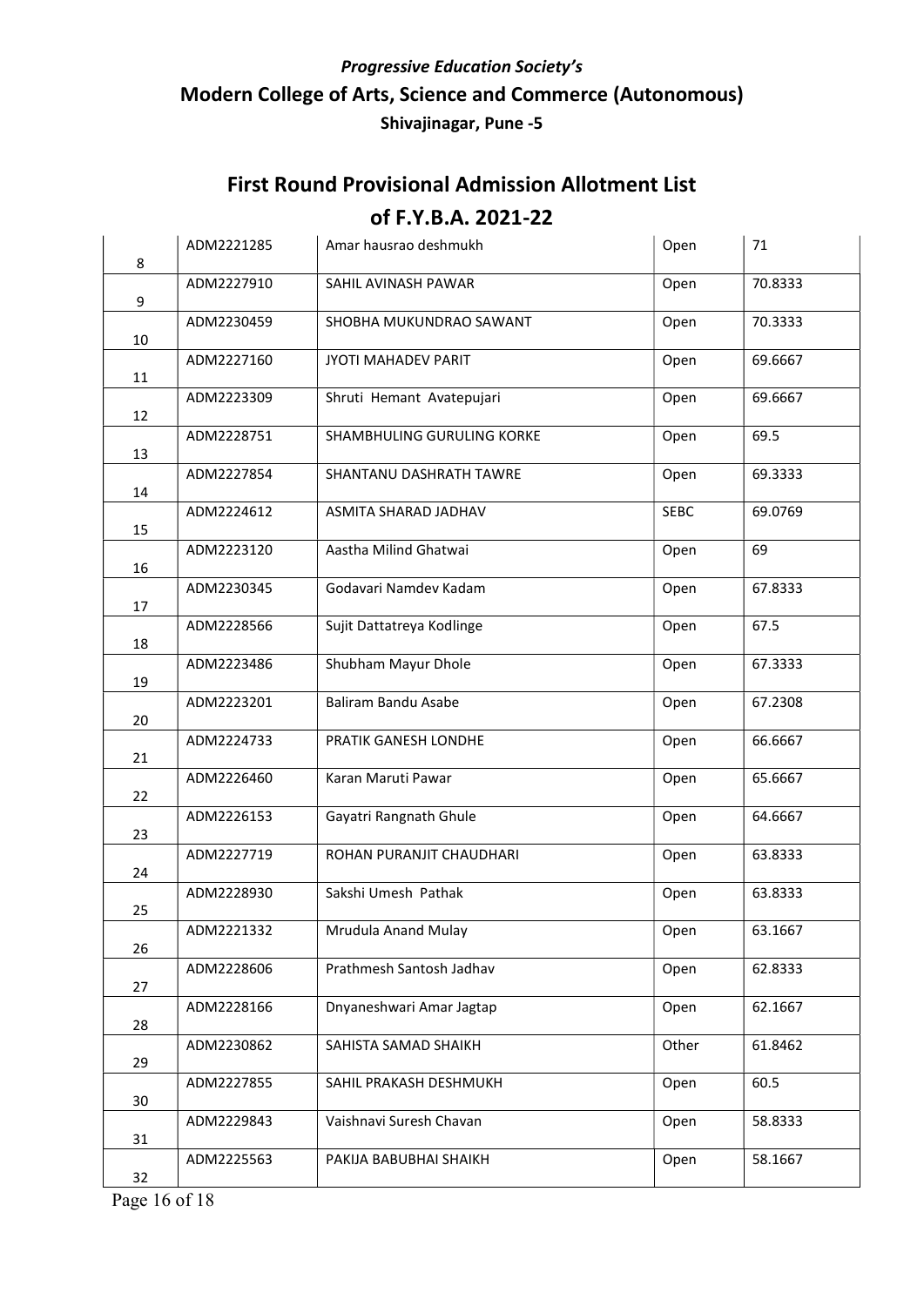*Progressive Education Society's*

**Modern College of Arts, Science and Commerce (Autonomous)**

**Shivajinagar, Pune -5**

## First Round Provisional Admission Allotment List of F.Y.B.A. 2021-22

| | | | | |
|---|---|---|---|---|
| 8 | ADM2221285 | Amar hausrao deshmukh | Open | 71 |
| 9 | ADM2227910 | SAHIL AVINASH PAWAR | Open | 70.8333 |
| 10 | ADM2230459 | SHOBHA MUKUNDRAO SAWANT | Open | 70.3333 |
| 11 | ADM2227160 | JYOTI MAHADEV PARIT | Open | 69.6667 |
| 12 | ADM2223309 | Shruti Hemant Avatepujari | Open | 69.6667 |
| 13 | ADM2228751 | SHAMBHULING GURULING KORKE | Open | 69.5 |
| 14 | ADM2227854 | SHANTANU DASHRATH TAWRE | Open | 69.3333 |
| 15 | ADM2224612 | ASMITA SHARAD JADHAV | SEBC | 69.0769 |
| 16 | ADM2223120 | Aastha Milind Ghatwai | Open | 69 |
| 17 | ADM2230345 | Godavari Namdev Kadam | Open | 67.8333 |
| 18 | ADM2228566 | Sujit Dattatreya Kodlinge | Open | 67.5 |
| 19 | ADM2223486 | Shubham Mayur Dhole | Open | 67.3333 |
| 20 | ADM2223201 | Baliram Bandu Asabe | Open | 67.2308 |
| 21 | ADM2224733 | PRATIK GANESH LONDHE | Open | 66.6667 |
| 22 | ADM2226460 | Karan Maruti Pawar | Open | 65.6667 |
| 23 | ADM2226153 | Gayatri Rangnath Ghule | Open | 64.6667 |
| 24 | ADM2227719 | ROHAN PURANJIT CHAUDHARI | Open | 63.8333 |
| 25 | ADM2228930 | Sakshi Umesh Pathak | Open | 63.8333 |
| 26 | ADM2221332 | Mrudula Anand Mulay | Open | 63.1667 |
| 27 | ADM2228606 | Prathmesh Santosh Jadhav | Open | 62.8333 |
| 28 | ADM2228166 | Dnyaneshwari Amar Jagtap | Open | 62.1667 |
| 29 | ADM2230862 | SAHISTA SAMAD SHAIKH | Other | 61.8462 |
| 30 | ADM2227855 | SAHIL PRAKASH DESHMUKH | Open | 60.5 |
| 31 | ADM2229843 | Vaishnavi Suresh Chavan | Open | 58.8333 |
| 32 | ADM2225563 | PAKIJA BABUBHAI SHAIKH | Open | 58.1667 |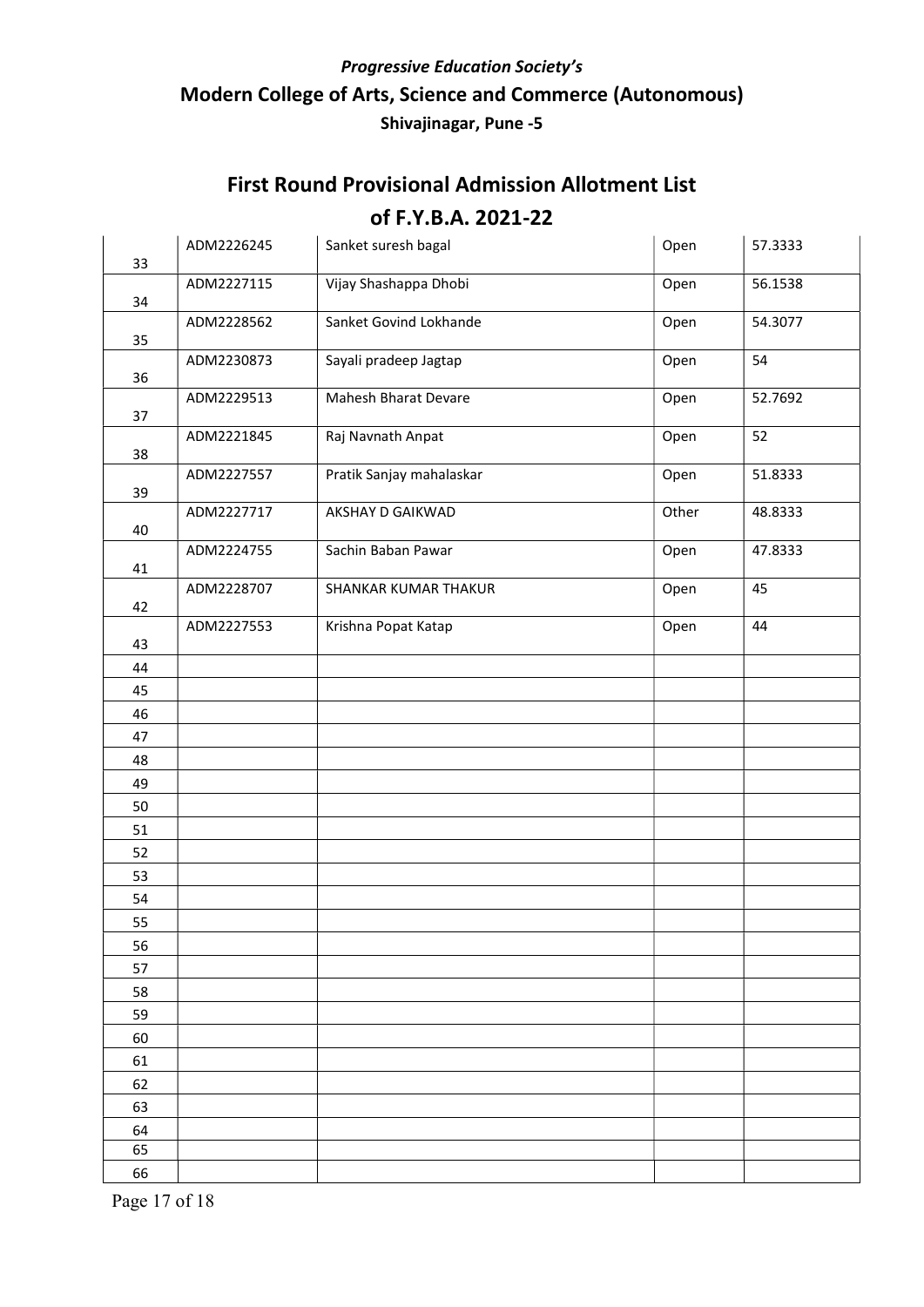*Progressive Education Society's*

**Modern College of Arts, Science and Commerce (Autonomous)**

**Shivajinagar, Pune -5**

# First Round Provisional Admission Allotment List of F.Y.B.A. 2021-22

| | | | | |
|---|---|---|---|---|
| 33 | ADM2226245 | Sanket suresh bagal | Open | 57.3333 |
| 34 | ADM2227115 | Vijay Shashappa Dhobi | Open | 56.1538 |
| 35 | ADM2228562 | Sanket Govind Lokhande | Open | 54.3077 |
| 36 | ADM2230873 | Sayali pradeep Jagtap | Open | 54 |
| 37 | ADM2229513 | Mahesh Bharat Devare | Open | 52.7692 |
| 38 | ADM2221845 | Raj Navnath Anpat | Open | 52 |
| 39 | ADM2227557 | Pratik Sanjay mahalaskar | Open | 51.8333 |
| 40 | ADM2227717 | AKSHAY D GAIKWAD | Other | 48.8333 |
| 41 | ADM2224755 | Sachin Baban Pawar | Open | 47.8333 |
| 42 | ADM2228707 | SHANKAR KUMAR THAKUR | Open | 45 |
| 43 | ADM2227553 | Krishna Popat Katap | Open | 44 |
| 44 | | | | |
| 45 | | | | |
| 46 | | | | |
| 47 | | | | |
| 48 | | | | |
| 49 | | | | |
| 50 | | | | |
| 51 | | | | |
| 52 | | | | |
| 53 | | | | |
| 54 | | | | |
| 55 | | | | |
| 56 | | | | |
| 57 | | | | |
| 58 | | | | |
| 59 | | | | |
| 60 | | | | |
| 61 | | | | |
| 62 | | | | |
| 63 | | | | |
| 64 | | | | |
| 65 | | | | |
| 66 | | | | |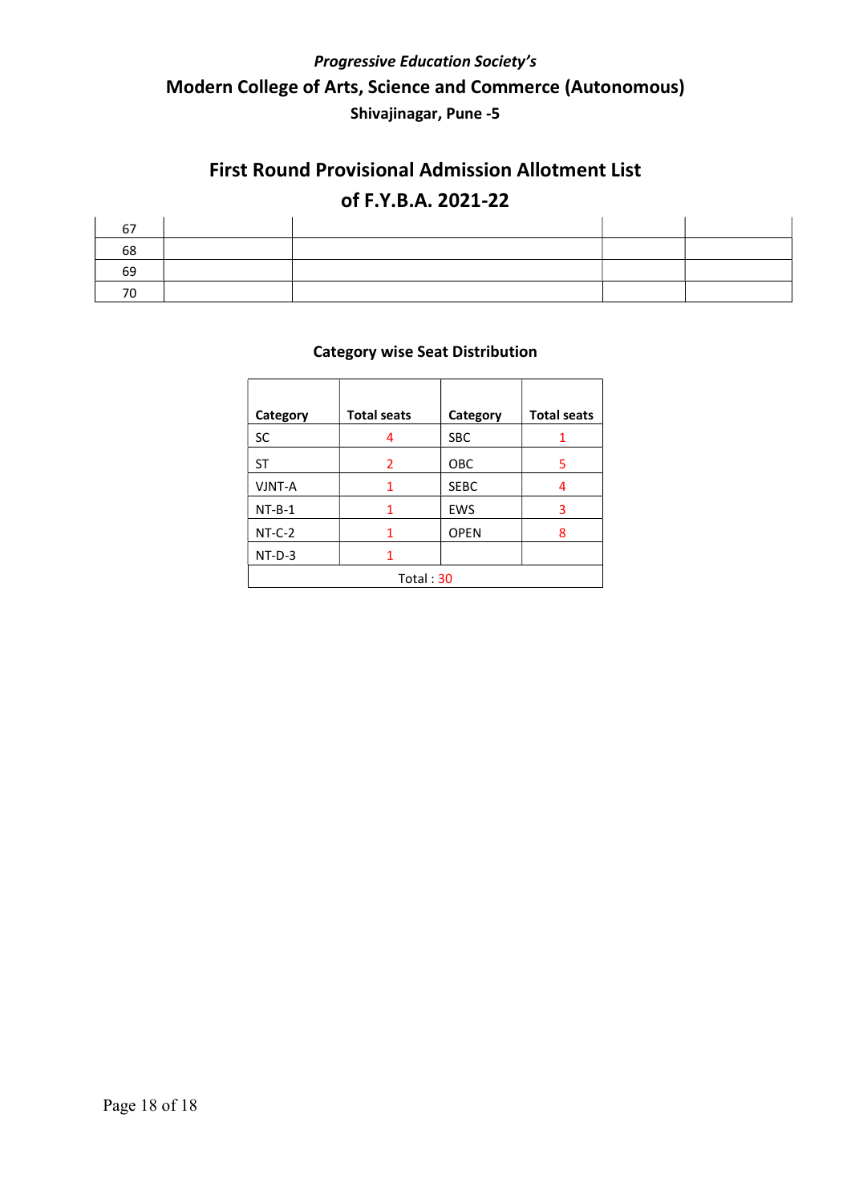*Progressive Education Society's*

**Modern College of Arts, Science and Commerce (Autonomous)**

**Shivajinagar, Pune -5**

## First Round Provisional Admission Allotment List of F.Y.B.A. 2021-22

| | | | | |
|---|---|---|---|---|
| 67 | | | | |
| 68 | | | | |
| 69 | | | | |
| 70 | | | | |

### Category wise Seat Distribution

| Category | Total seats | Category | Total seats |
|---|---|---|---|
| SC | 4 | SBC | 1 |
| ST | 2 | OBC | 5 |
| VJNT-A | 1 | SEBC | 4 |
| NT-B-1 | 1 | EWS | 3 |
| NT-C-2 | 1 | OPEN | 8 |
| NT-D-3 | 1 | | |
| Total : 30 | | | |